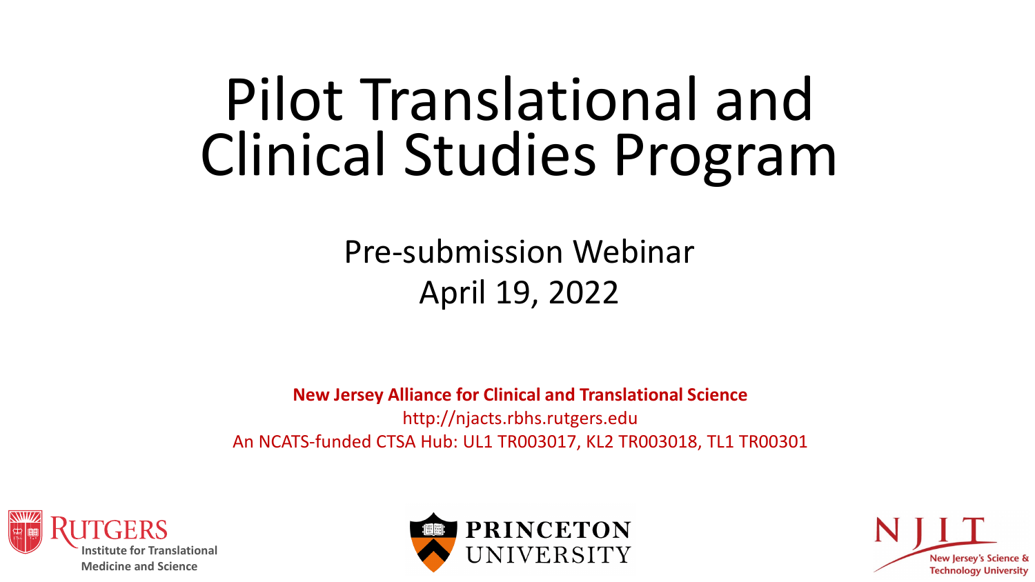# Pilot Translational and Clinical Studies Program

Pre-submission Webinar
April 19, 2022

**New Jersey Alliance for Clinical and Translational Science**
http://njacts.rbhs.rutgers.edu
An NCATS-funded CTSA Hub: UL1 TR003017, KL2 TR003018, TL1 TR00301

Rutgers Institute for Translational Medicine and Science

Princeton University

NJIT New Jersey's Science & Technology University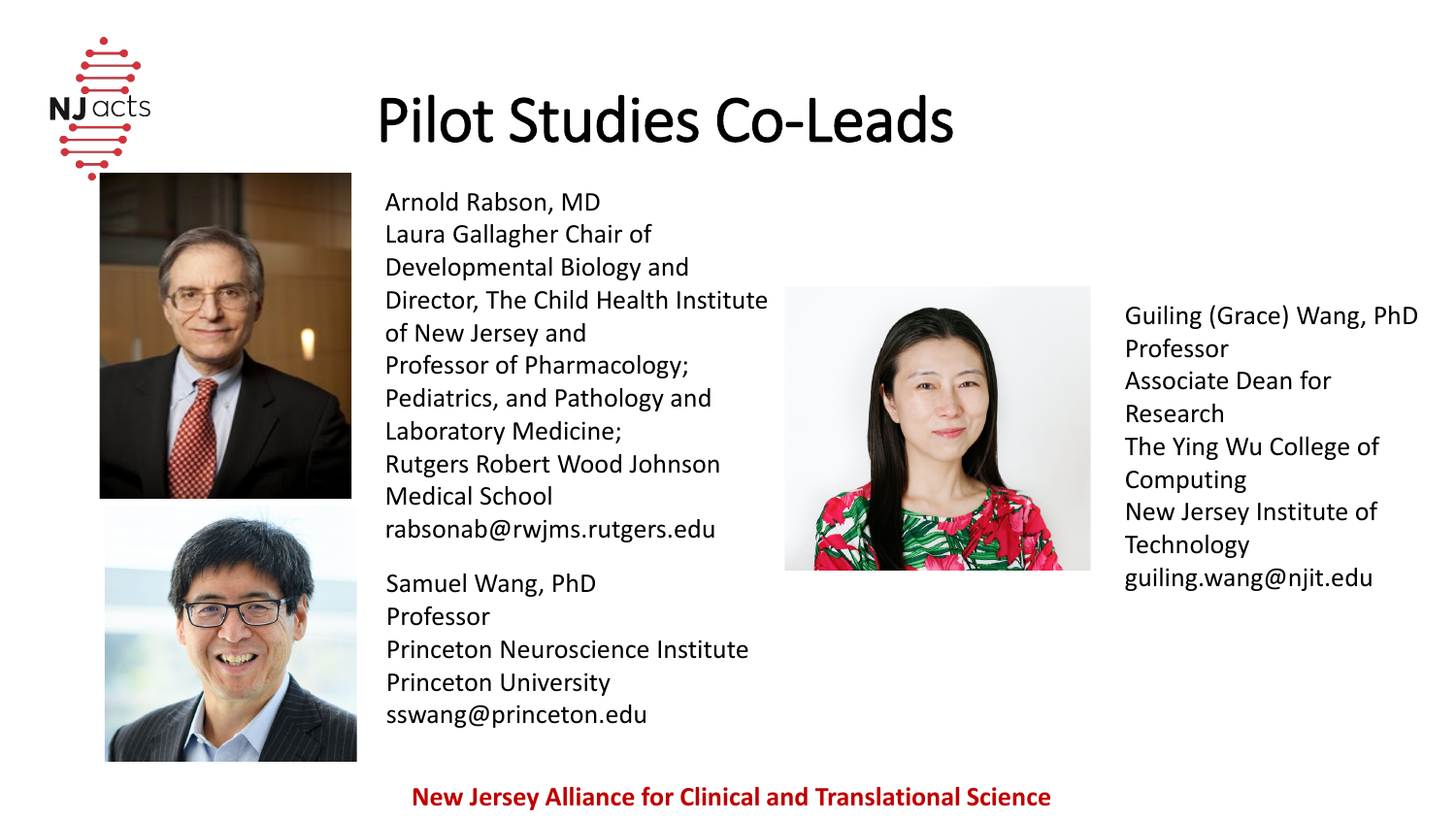# Pilot Studies Co-Leads

Arnold Rabson, MD
Laura Gallagher Chair of Developmental Biology and Director, The Child Health Institute of New Jersey and
Professor of Pharmacology; Pediatrics, and Pathology and Laboratory Medicine;
Rutgers Robert Wood Johnson Medical School
rabsonab@rwjms.rutgers.edu

Samuel Wang, PhD
Professor
Princeton Neuroscience Institute
Princeton University
sswang@princeton.edu

Guiling (Grace) Wang, PhD
Professor
Associate Dean for Research
The Ying Wu College of Computing
New Jersey Institute of Technology
guiling.wang@njit.edu

**New Jersey Alliance for Clinical and Translational Science**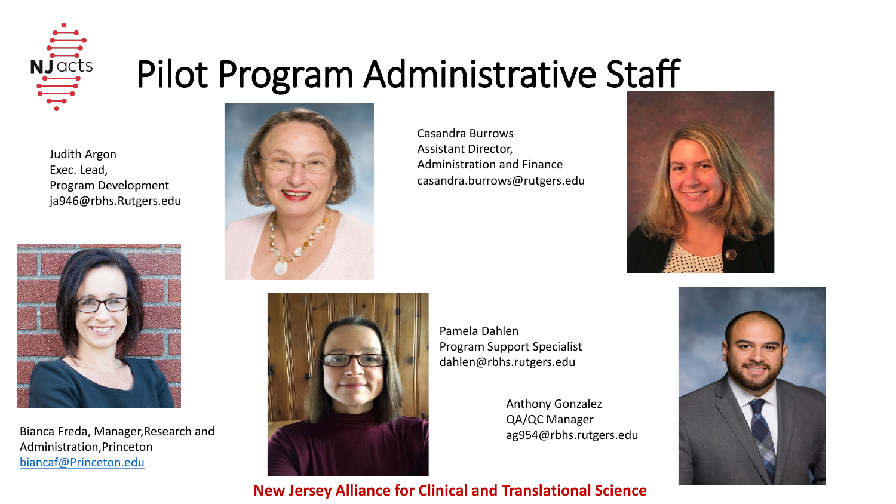# Pilot Program Administrative Staff

Judith Argon
Exec. Lead,
Program Development
ja946@rbhs.Rutgers.edu

Casandra Burrows
Assistant Director,
Administration and Finance
casandra.burrows@rutgers.edu

Bianca Freda, Manager,Research and Administration,Princeton
[biancaf@Princeton.edu](mailto:biancaf@Princeton.edu)

Pamela Dahlen
Program Support Specialist
dahlen@rbhs.rutgers.edu

Anthony Gonzalez
QA/QC Manager
ag954@rbhs.rutgers.edu

**New Jersey Alliance for Clinical and Translational Science**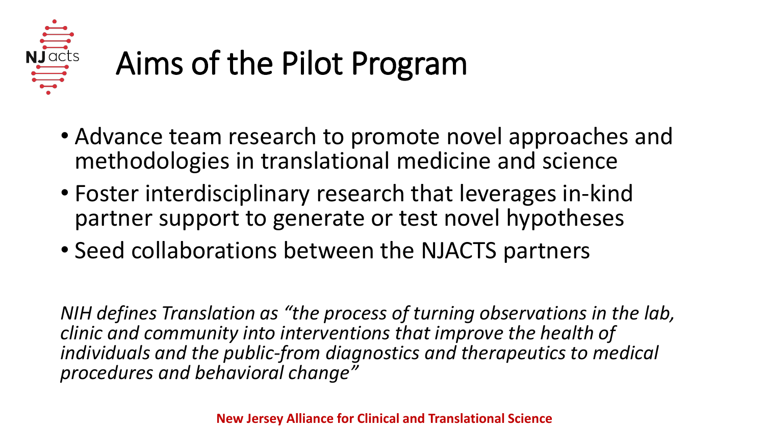# Aims of the Pilot Program

- Advance team research to promote novel approaches and methodologies in translational medicine and science
- Foster interdisciplinary research that leverages in-kind partner support to generate or test novel hypotheses
- Seed collaborations between the NJACTS partners

*NIH defines Translation as "the process of turning observations in the lab, clinic and community into interventions that improve the health of individuals and the public-from diagnostics and therapeutics to medical procedures and behavioral change"*

**New Jersey Alliance for Clinical and Translational Science**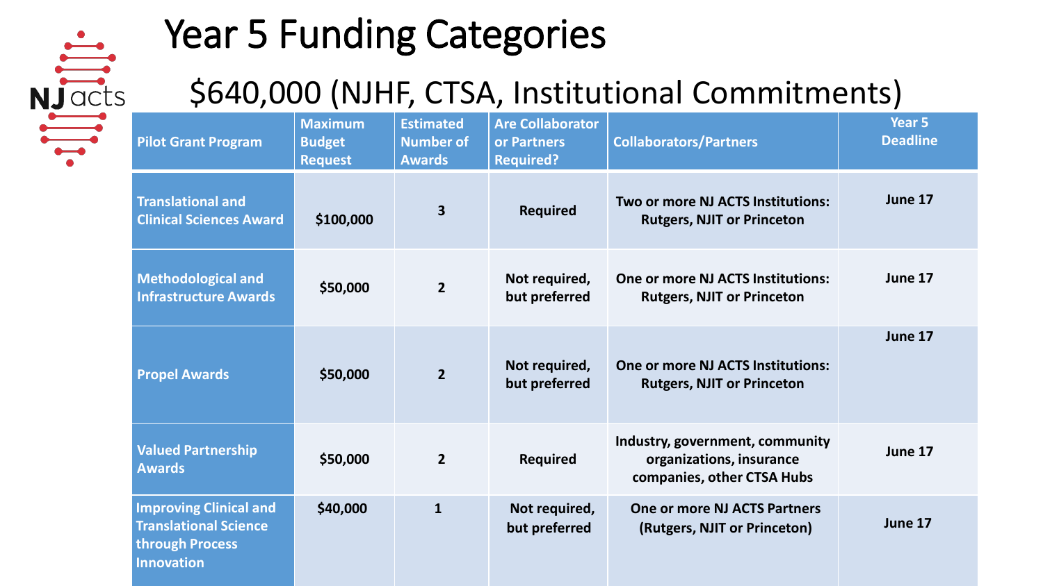# Year 5 Funding Categories

## $640,000 (NJHF, CTSA, Institutional Commitments)

| Pilot Grant Program | Maximum Budget Request | Estimated Number of Awards | Are Collaborator or Partners Required? | Collaborators/Partners | Year 5 Deadline |
|---|---|---|---|---|---|
| Translational and Clinical Sciences Award | $100,000 | 3 | Required | Two or more NJ ACTS Institutions: Rutgers, NJIT or Princeton | June 17 |
| Methodological and Infrastructure Awards | $50,000 | 2 | Not required, but preferred | One or more NJ ACTS Institutions: Rutgers, NJIT or Princeton | June 17 |
| Propel Awards | $50,000 | 2 | Not required, but preferred | One or more NJ ACTS Institutions: Rutgers, NJIT or Princeton | June 17 |
| Valued Partnership Awards | $50,000 | 2 | Required | Industry, government, community organizations, insurance companies, other CTSA Hubs | June 17 |
| Improving Clinical and Translational Science through Process Innovation | $40,000 | 1 | Not required, but preferred | One or more NJ ACTS Partners (Rutgers, NJIT or Princeton) | June 17 |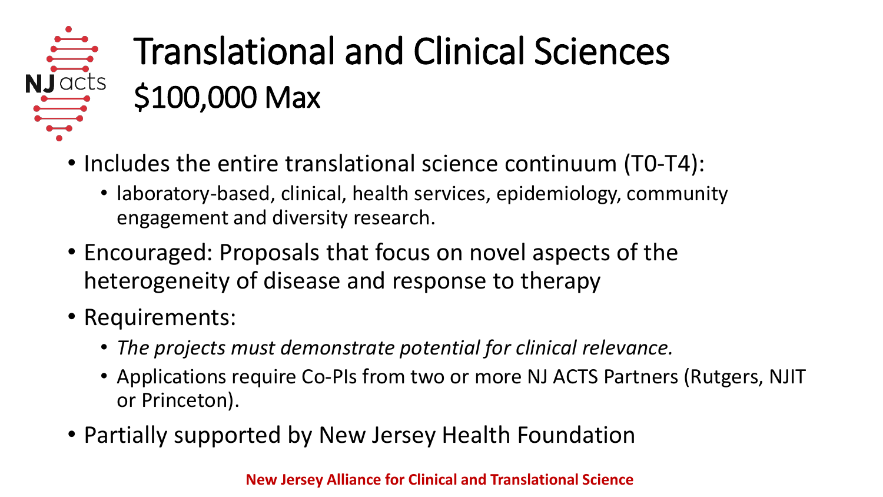# Translational and Clinical Sciences
## $100,000 Max

- Includes the entire translational science continuum (T0-T4):
  - laboratory-based, clinical, health services, epidemiology, community engagement and diversity research.
- Encouraged: Proposals that focus on novel aspects of the heterogeneity of disease and response to therapy
- Requirements:
  - *The projects must demonstrate potential for clinical relevance.*
  - Applications require Co-PIs from two or more NJ ACTS Partners (Rutgers, NJIT or Princeton).
- Partially supported by New Jersey Health Foundation

**New Jersey Alliance for Clinical and Translational Science**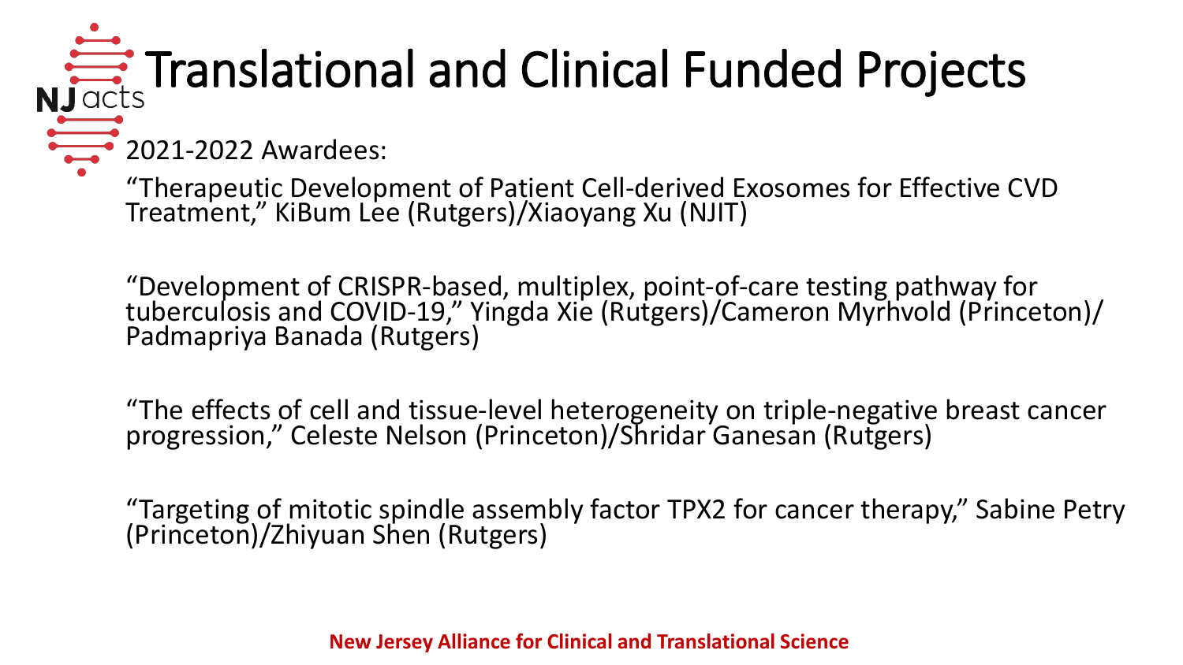# Translational and Clinical Funded Projects

2021-2022 Awardees:

"Therapeutic Development of Patient Cell-derived Exosomes for Effective CVD Treatment," KiBum Lee (Rutgers)/Xiaoyang Xu (NJIT)

"Development of CRISPR-based, multiplex, point-of-care testing pathway for tuberculosis and COVID-19," Yingda Xie (Rutgers)/Cameron Myrhvold (Princeton)/ Padmapriya Banada (Rutgers)

"The effects of cell and tissue-level heterogeneity on triple-negative breast cancer progression," Celeste Nelson (Princeton)/Shridar Ganesan (Rutgers)

"Targeting of mitotic spindle assembly factor TPX2 for cancer therapy," Sabine Petry (Princeton)/Zhiyuan Shen (Rutgers)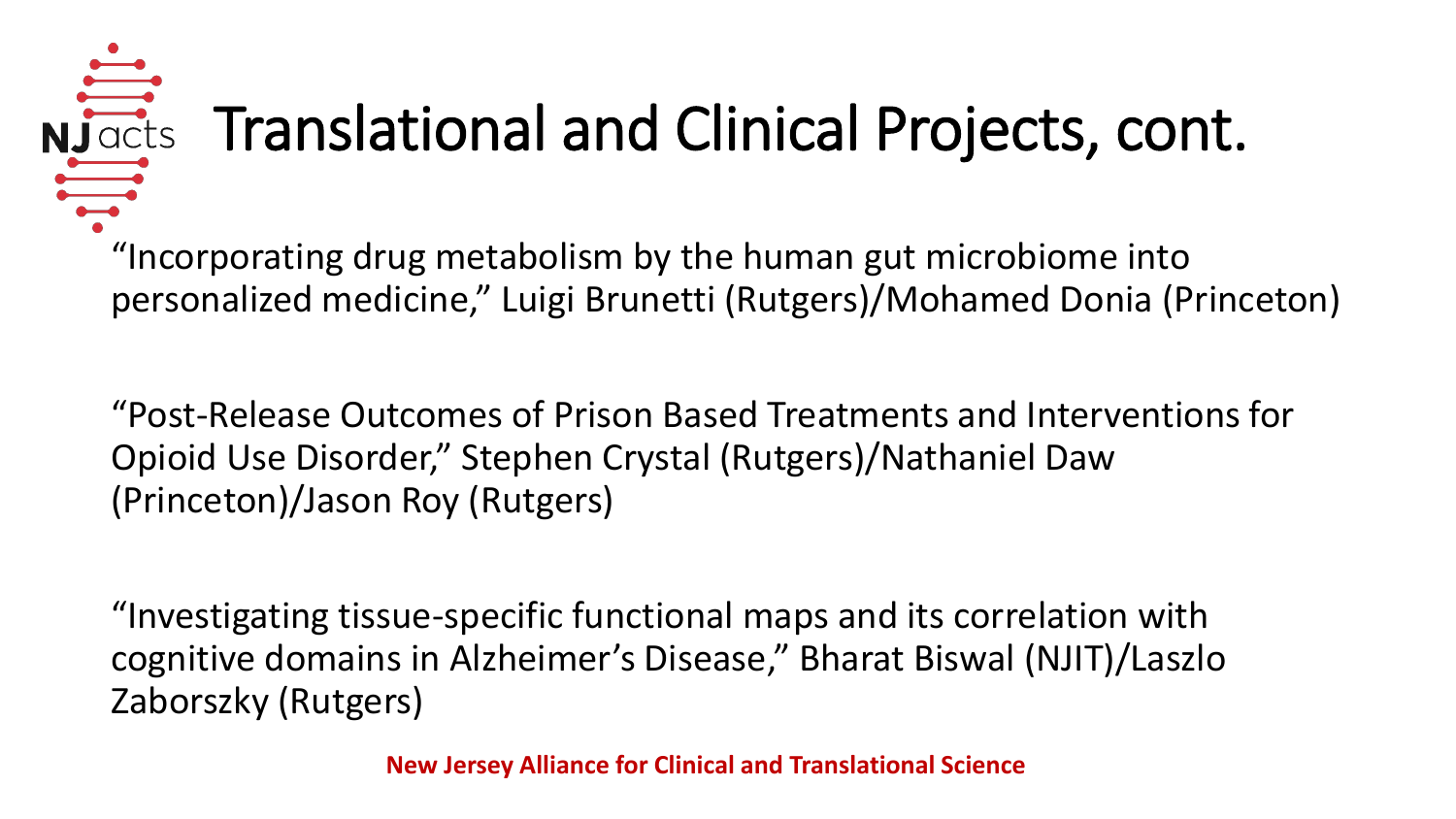# Translational and Clinical Projects, cont.

"Incorporating drug metabolism by the human gut microbiome into personalized medicine," Luigi Brunetti (Rutgers)/Mohamed Donia (Princeton)

"Post-Release Outcomes of Prison Based Treatments and Interventions for Opioid Use Disorder," Stephen Crystal (Rutgers)/Nathaniel Daw (Princeton)/Jason Roy (Rutgers)

"Investigating tissue-specific functional maps and its correlation with cognitive domains in Alzheimer's Disease," Bharat Biswal (NJIT)/Laszlo Zaborszky (Rutgers)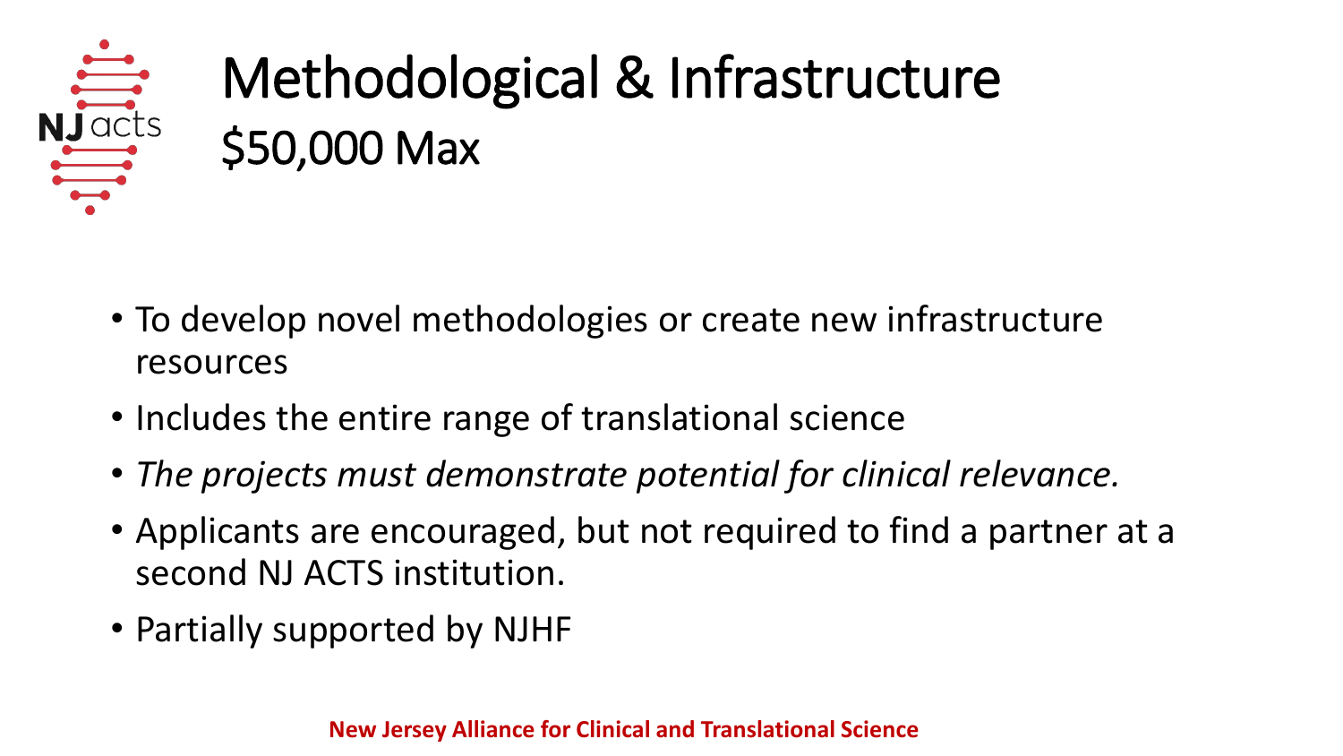# Methodological & Infrastructure
## $50,000 Max

- To develop novel methodologies or create new infrastructure resources
- Includes the entire range of translational science
- *The projects must demonstrate potential for clinical relevance.*
- Applicants are encouraged, but not required to find a partner at a second NJ ACTS institution.
- Partially supported by NJHF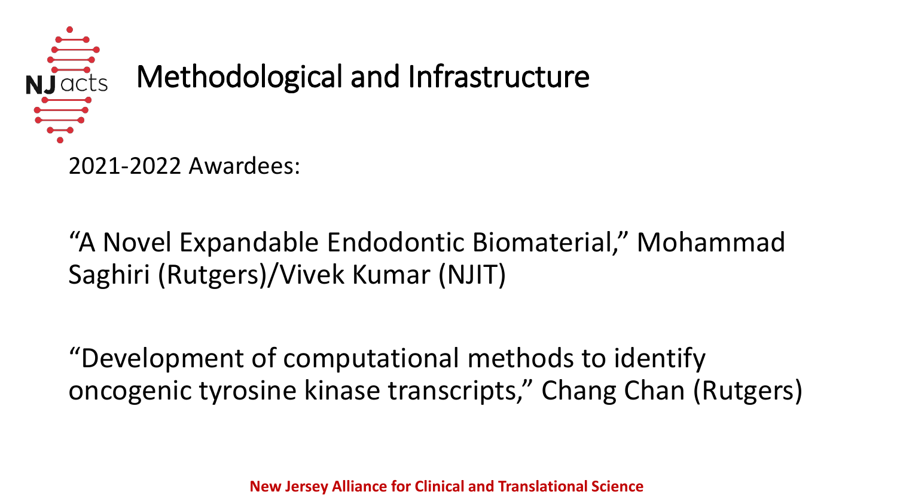# Methodological and Infrastructure

2021-2022 Awardees:

"A Novel Expandable Endodontic Biomaterial," Mohammad Saghiri (Rutgers)/Vivek Kumar (NJIT)

"Development of computational methods to identify oncogenic tyrosine kinase transcripts," Chang Chan (Rutgers)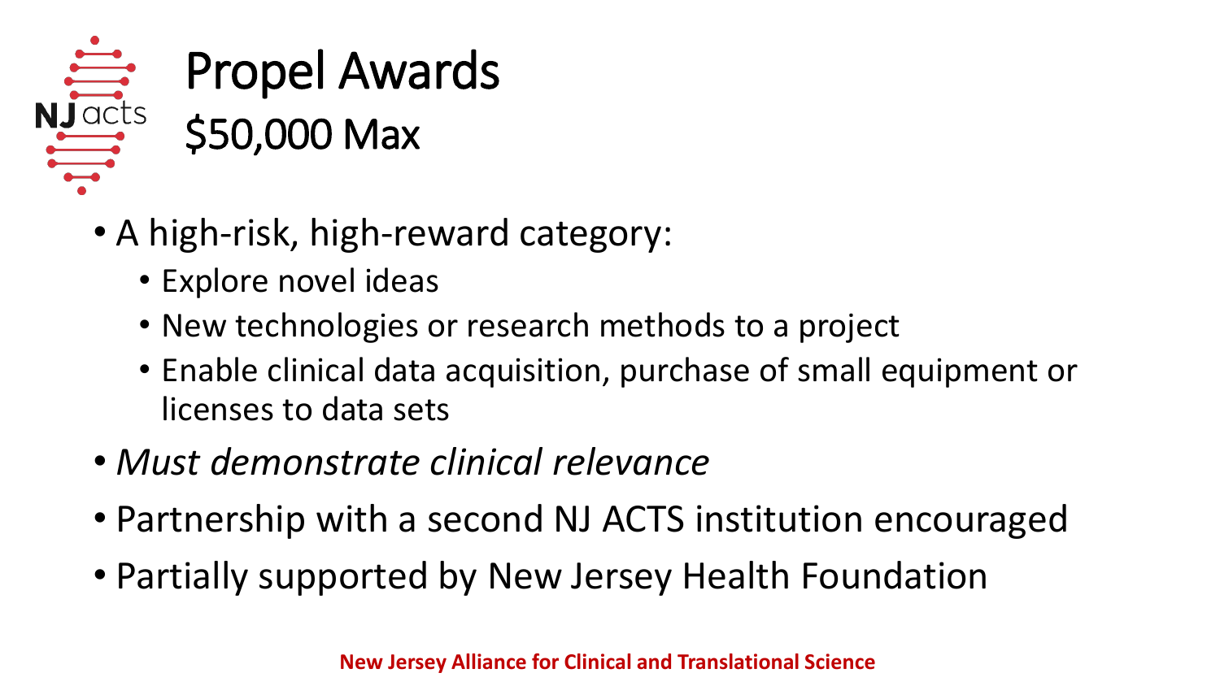# Propel Awards

## $50,000 Max

- A high-risk, high-reward category:
  - Explore novel ideas
  - New technologies or research methods to a project
  - Enable clinical data acquisition, purchase of small equipment or licenses to data sets
- *Must demonstrate clinical relevance*
- Partnership with a second NJ ACTS institution encouraged
- Partially supported by New Jersey Health Foundation

**New Jersey Alliance for Clinical and Translational Science**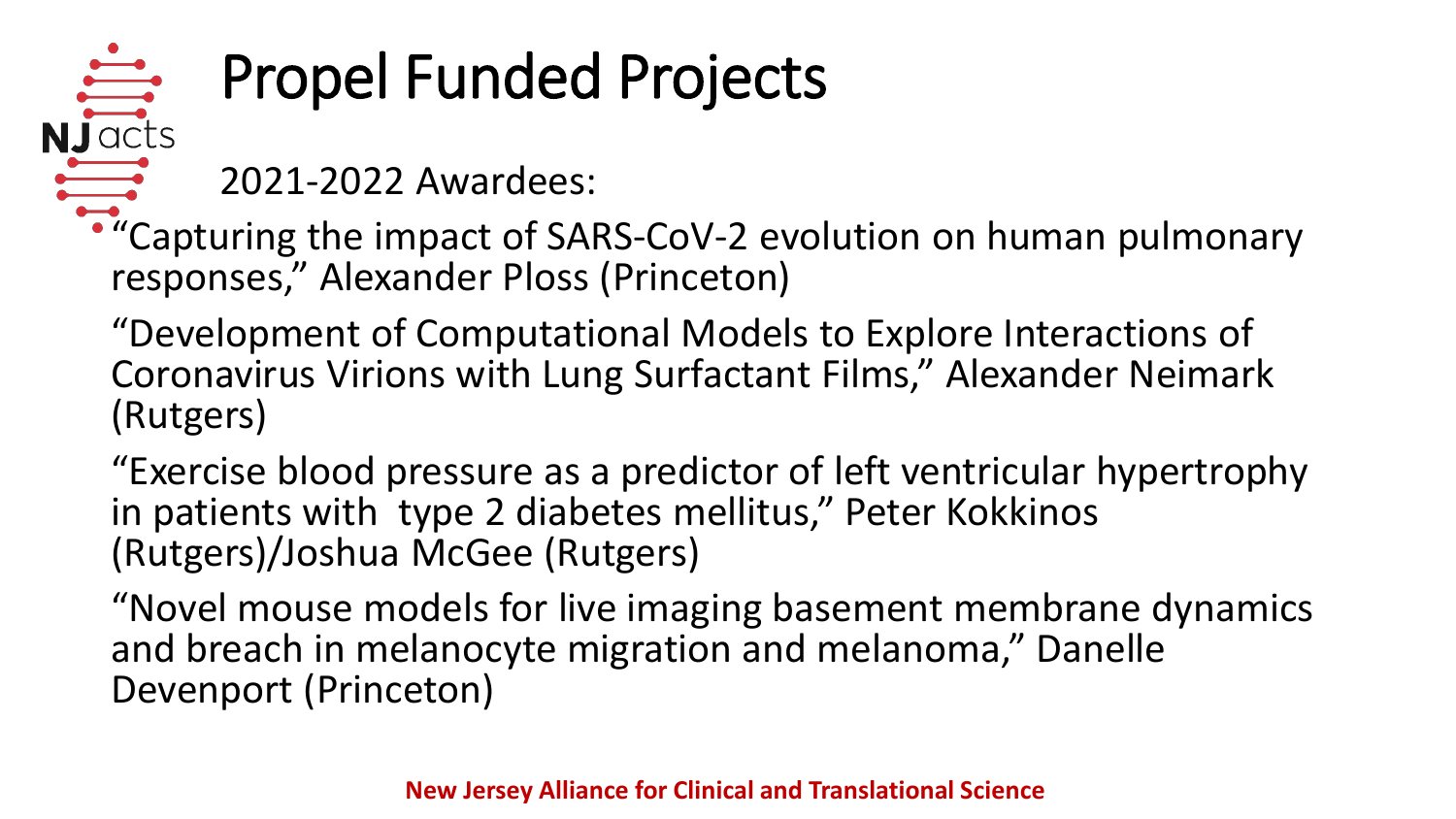# Propel Funded Projects

2021-2022 Awardees:

- "Capturing the impact of SARS-CoV-2 evolution on human pulmonary responses," Alexander Ploss (Princeton)

"Development of Computational Models to Explore Interactions of Coronavirus Virions with Lung Surfactant Films," Alexander Neimark (Rutgers)

"Exercise blood pressure as a predictor of left ventricular hypertrophy in patients with type 2 diabetes mellitus," Peter Kokkinos (Rutgers)/Joshua McGee (Rutgers)

"Novel mouse models for live imaging basement membrane dynamics and breach in melanocyte migration and melanoma," Danelle Devenport (Princeton)

**New Jersey Alliance for Clinical and Translational Science**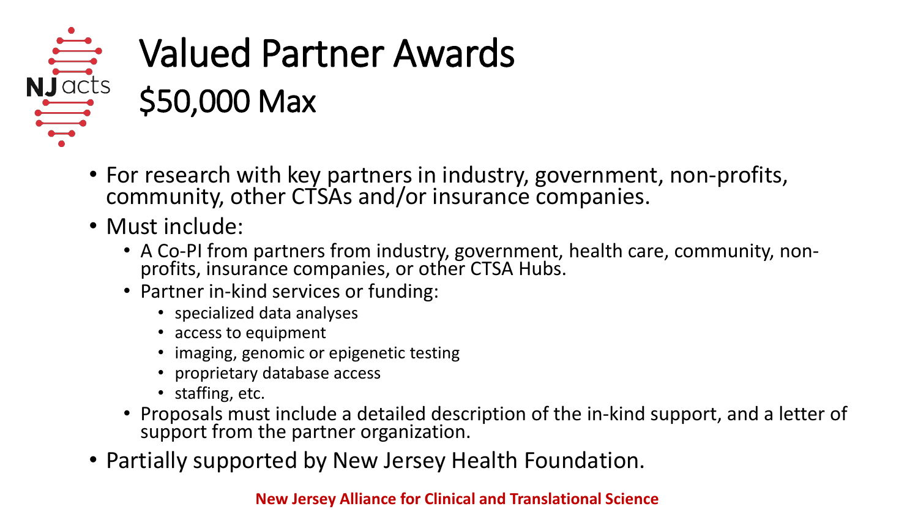# Valued Partner Awards

## $50,000 Max

- For research with key partners in industry, government, non-profits, community, other CTSAs and/or insurance companies.
- Must include:
  - A Co-PI from partners from industry, government, health care, community, non-profits, insurance companies, or other CTSA Hubs.
  - Partner in-kind services or funding:
    - specialized data analyses
    - access to equipment
    - imaging, genomic or epigenetic testing
    - proprietary database access
    - staffing, etc.
  - Proposals must include a detailed description of the in-kind support, and a letter of support from the partner organization.
- Partially supported by New Jersey Health Foundation.

**New Jersey Alliance for Clinical and Translational Science**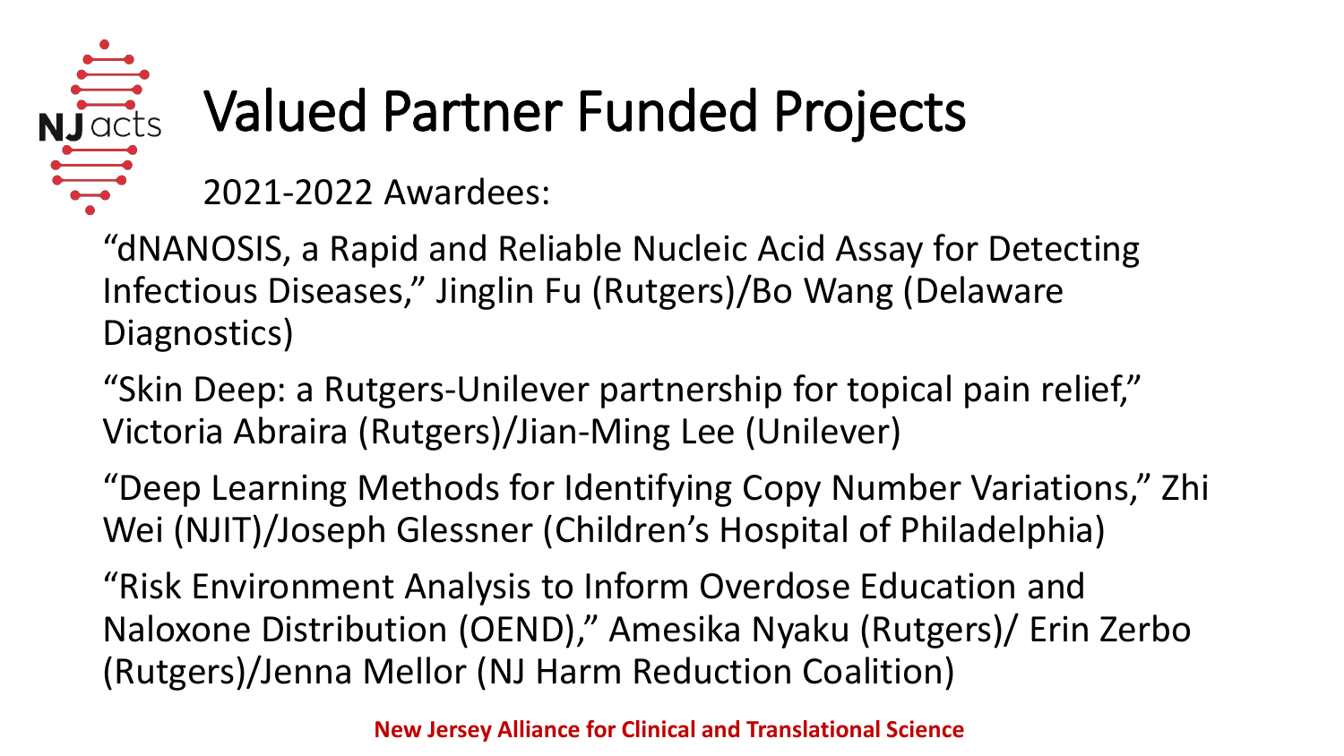# Valued Partner Funded Projects

2021-2022 Awardees:

"dNANOSIS, a Rapid and Reliable Nucleic Acid Assay for Detecting Infectious Diseases," Jinglin Fu (Rutgers)/Bo Wang (Delaware Diagnostics)

"Skin Deep: a Rutgers-Unilever partnership for topical pain relief," Victoria Abraira (Rutgers)/Jian-Ming Lee (Unilever)

"Deep Learning Methods for Identifying Copy Number Variations," Zhi Wei (NJIT)/Joseph Glessner (Children's Hospital of Philadelphia)

"Risk Environment Analysis to Inform Overdose Education and Naloxone Distribution (OEND)," Amesika Nyaku (Rutgers)/ Erin Zerbo (Rutgers)/Jenna Mellor (NJ Harm Reduction Coalition)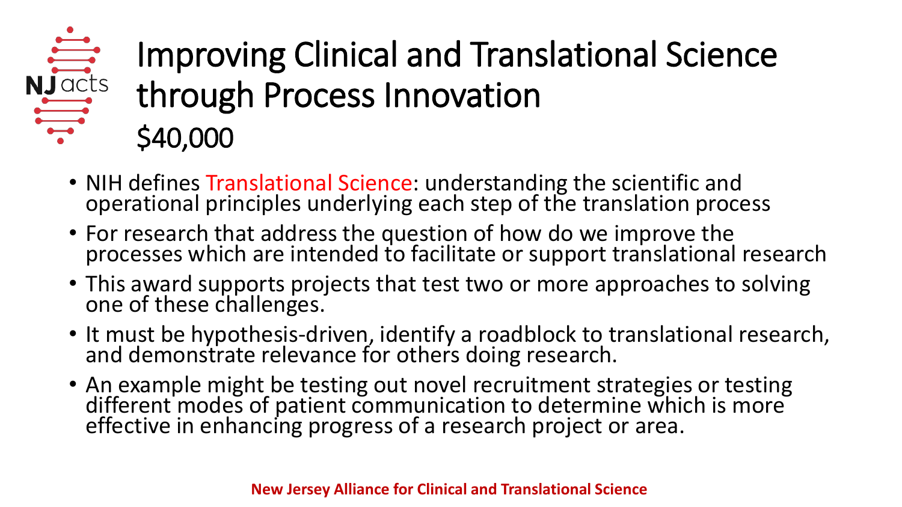# Improving Clinical and Translational Science through Process Innovation

## $40,000

- NIH defines Translational Science: understanding the scientific and operational principles underlying each step of the translation process
- For research that address the question of how do we improve the processes which are intended to facilitate or support translational research
- This award supports projects that test two or more approaches to solving one of these challenges.
- It must be hypothesis-driven, identify a roadblock to translational research, and demonstrate relevance for others doing research.
- An example might be testing out novel recruitment strategies or testing different modes of patient communication to determine which is more effective in enhancing progress of a research project or area.

**New Jersey Alliance for Clinical and Translational Science**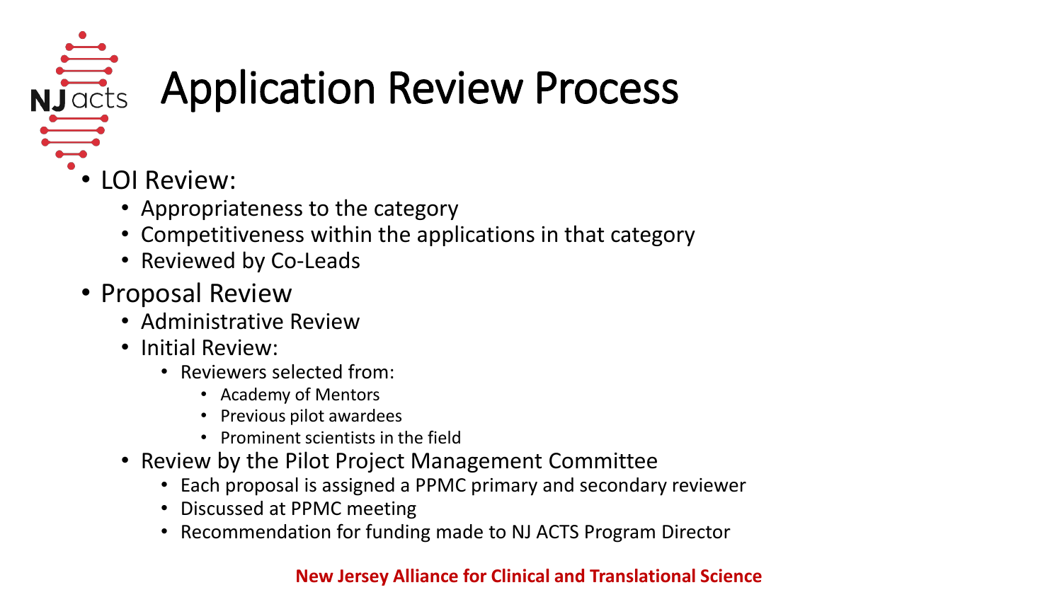# Application Review Process

- LOI Review:
  - Appropriateness to the category
  - Competitiveness within the applications in that category
  - Reviewed by Co-Leads
- Proposal Review
  - Administrative Review
  - Initial Review:
    - Reviewers selected from:
      - Academy of Mentors
      - Previous pilot awardees
      - Prominent scientists in the field
  - Review by the Pilot Project Management Committee
    - Each proposal is assigned a PPMC primary and secondary reviewer
    - Discussed at PPMC meeting
    - Recommendation for funding made to NJ ACTS Program Director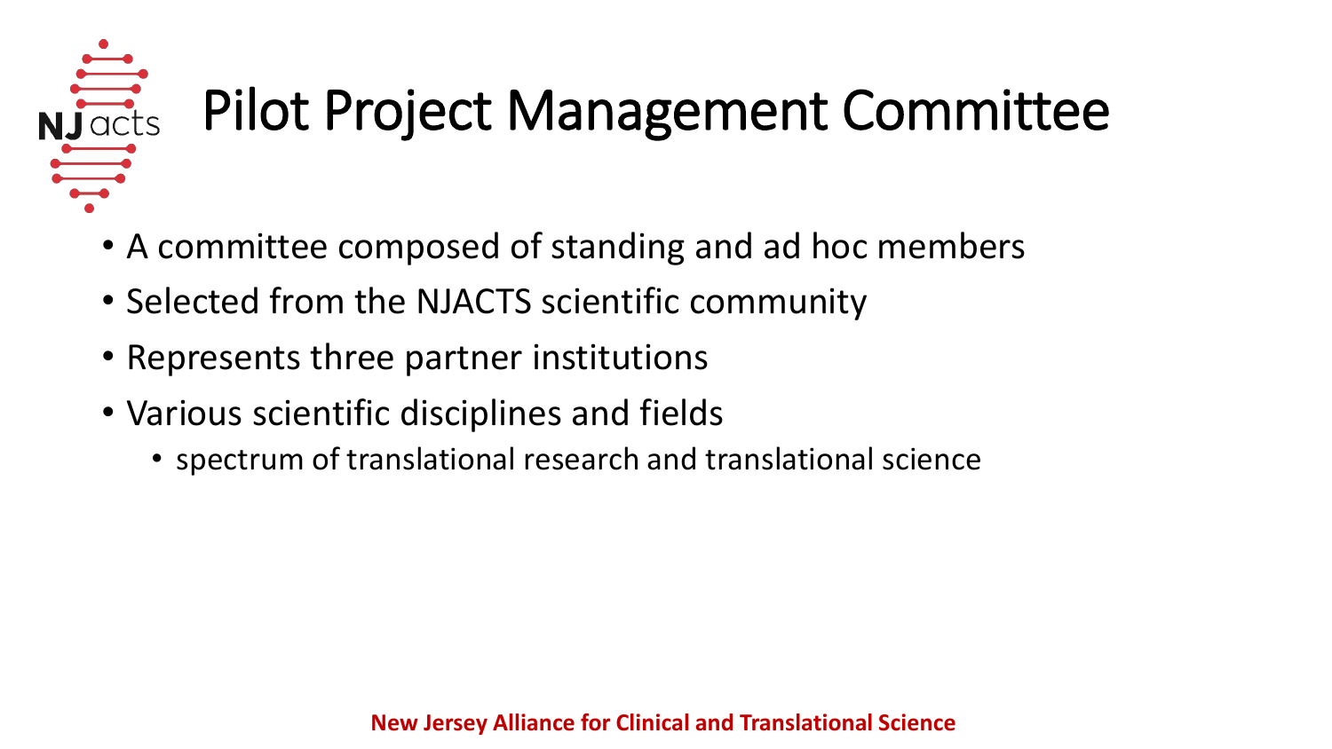# Pilot Project Management Committee

- A committee composed of standing and ad hoc members
- Selected from the NJACTS scientific community
- Represents three partner institutions
- Various scientific disciplines and fields
  - spectrum of translational research and translational science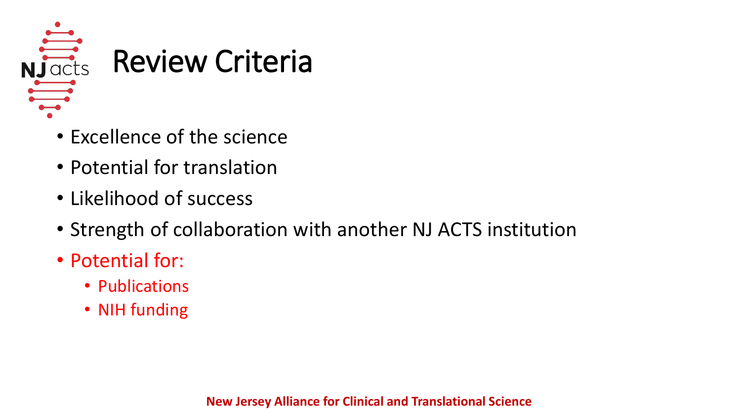# Review Criteria

- Excellence of the science
- Potential for translation
- Likelihood of success
- Strength of collaboration with another NJ ACTS institution
- Potential for:
  - Publications
  - NIH funding

**New Jersey Alliance for Clinical and Translational Science**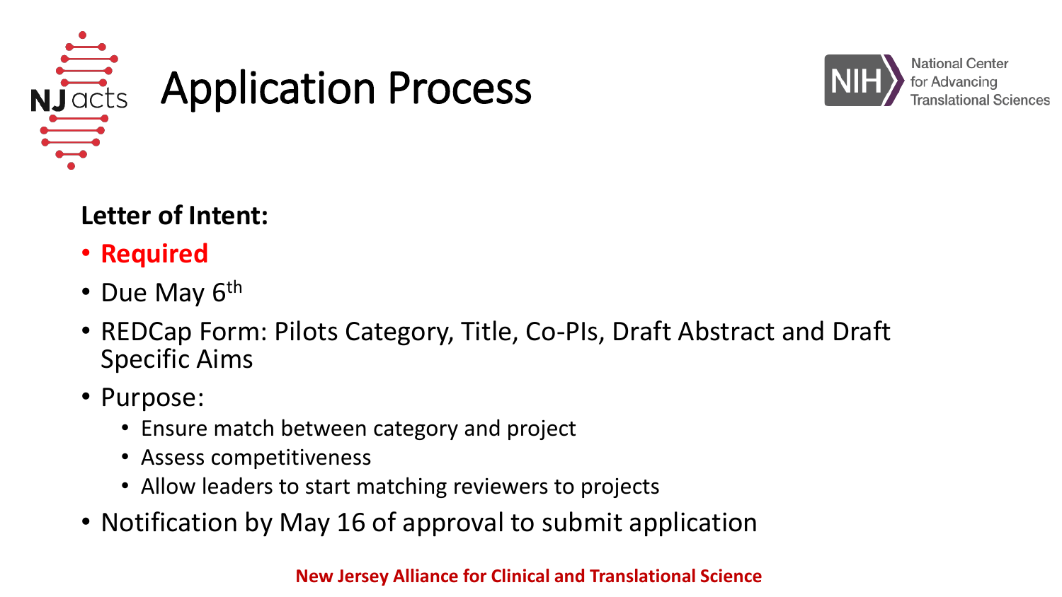# Application Process

**Letter of Intent:**

- **Required**
- Due May $6^{th}$
- REDCap Form: Pilots Category, Title, Co-PIs, Draft Abstract and Draft Specific Aims
- Purpose:
  - Ensure match between category and project
  - Assess competitiveness
  - Allow leaders to start matching reviewers to projects
- Notification by May 16 of approval to submit application

**New Jersey Alliance for Clinical and Translational Science**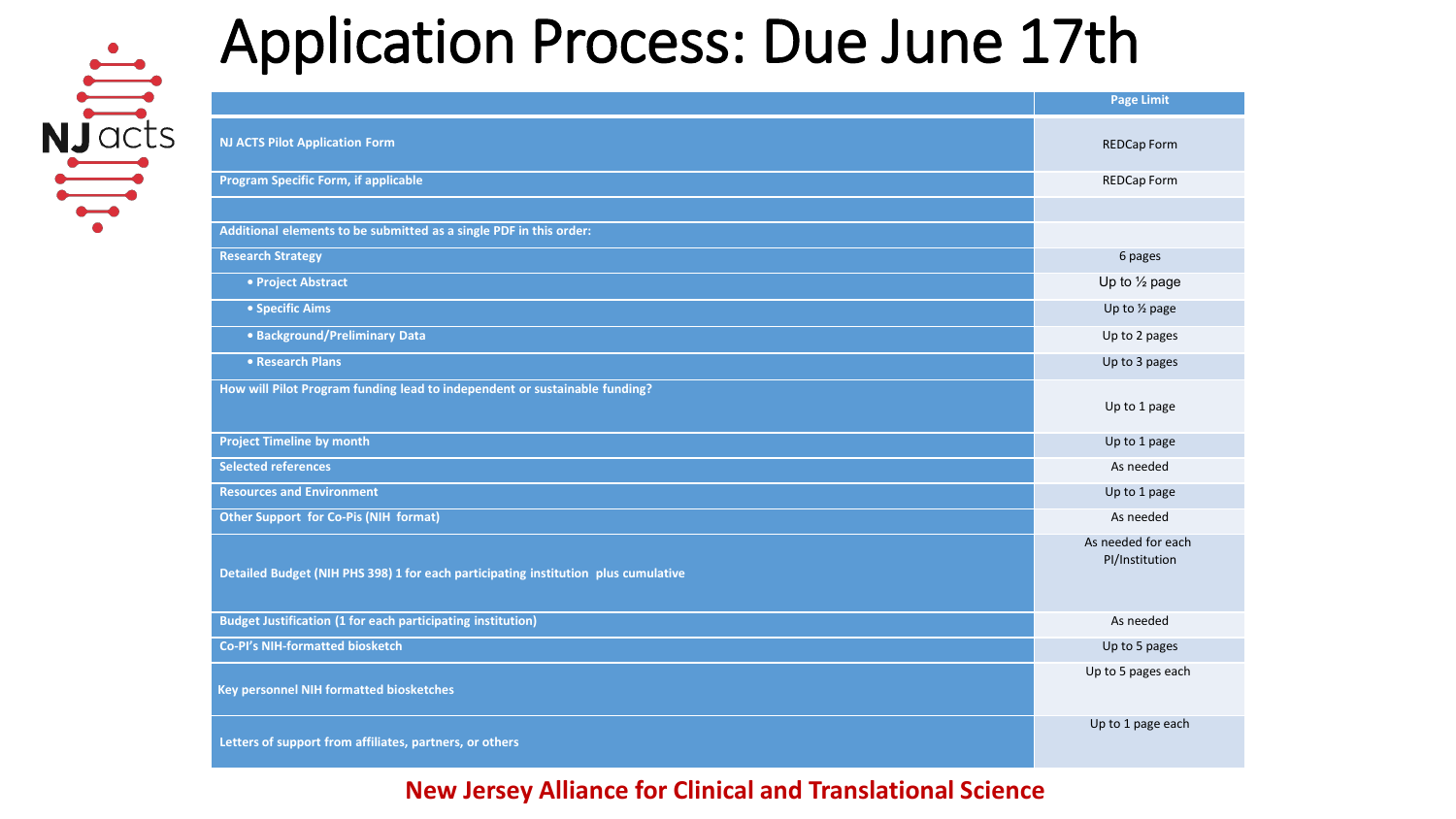# Application Process: Due June 17th

| | Page Limit |
|---|---|
| NJ ACTS Pilot Application Form | REDCap Form |
| Program Specific Form, if applicable | REDCap Form |
| | |
| Additional elements to be submitted as a single PDF in this order: | |
| Research Strategy | 6 pages |
| • Project Abstract | Up to ½ page |
| • Specific Aims | Up to ½ page |
| • Background/Preliminary Data | Up to 2 pages |
| • Research Plans | Up to 3 pages |
| How will Pilot Program funding lead to independent or sustainable funding? | Up to 1 page |
| Project Timeline by month | Up to 1 page |
| Selected references | As needed |
| Resources and Environment | Up to 1 page |
| Other Support for Co-Pis (NIH format) | As needed |
| Detailed Budget (NIH PHS 398) 1 for each participating institution plus cumulative | As needed for each PI/Institution |
| Budget Justification (1 for each participating institution) | As needed |
| Co-PI's NIH-formatted biosketch | Up to 5 pages |
| Key personnel NIH formatted biosketches | Up to 5 pages each |
| Letters of support from affiliates, partners, or others | Up to 1 page each |

**New Jersey Alliance for Clinical and Translational Science**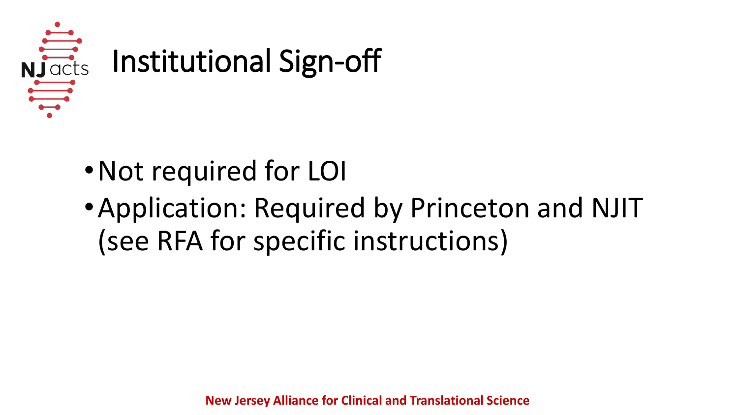# Institutional Sign-off

- Not required for LOI
- Application: Required by Princeton and NJIT (see RFA for specific instructions)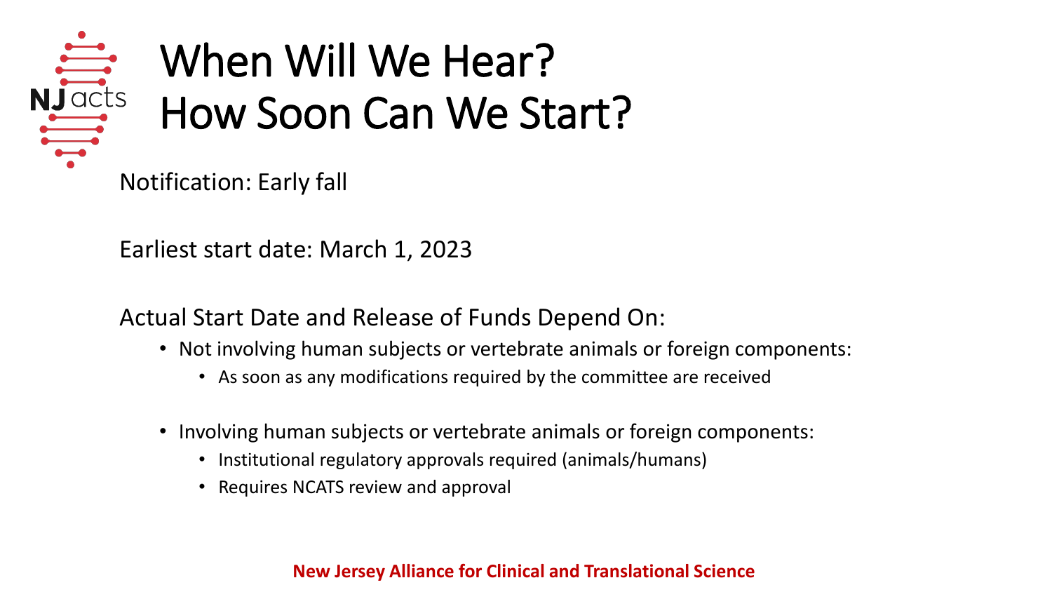# When Will We Hear? How Soon Can We Start?

Notification: Early fall

Earliest start date: March 1, 2023

Actual Start Date and Release of Funds Depend On:

- Not involving human subjects or vertebrate animals or foreign components:
  - As soon as any modifications required by the committee are received
- Involving human subjects or vertebrate animals or foreign components:
  - Institutional regulatory approvals required (animals/humans)
  - Requires NCATS review and approval

**New Jersey Alliance for Clinical and Translational Science**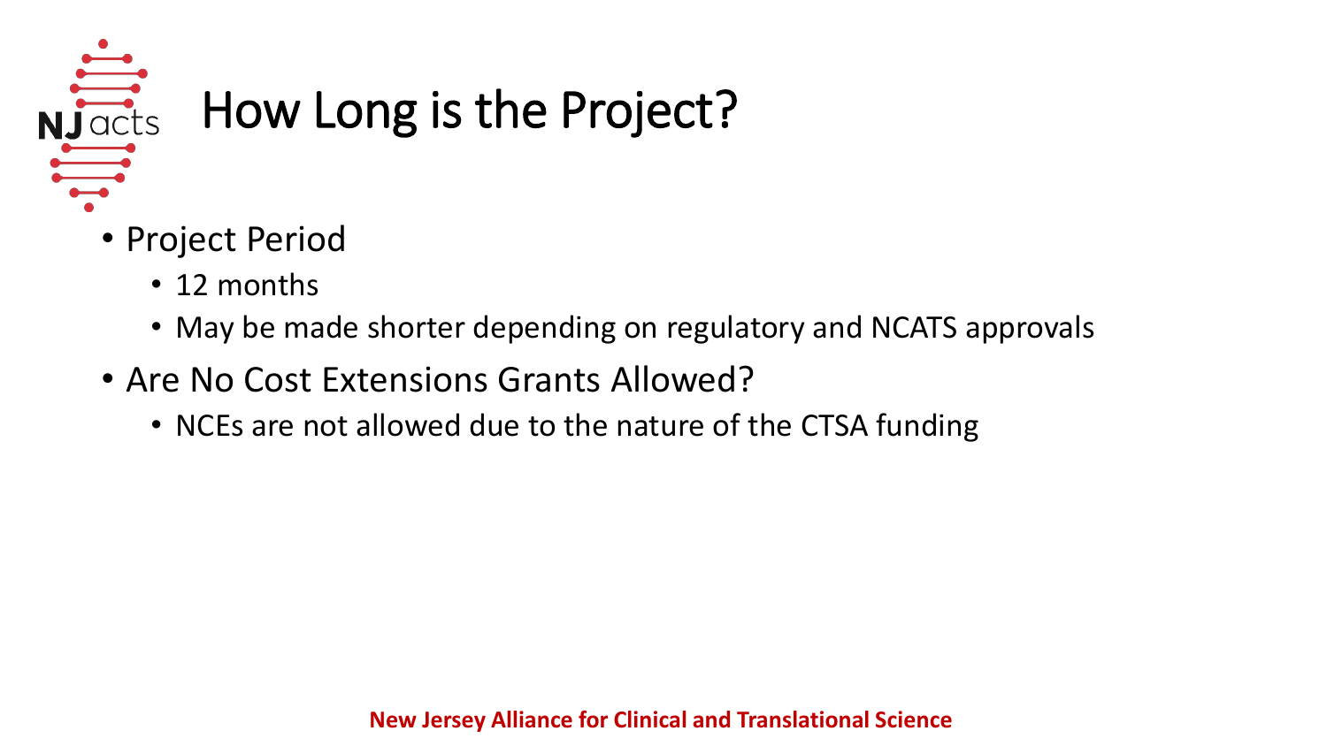# How Long is the Project?

- Project Period
  - 12 months
  - May be made shorter depending on regulatory and NCATS approvals
- Are No Cost Extensions Grants Allowed?
  - NCEs are not allowed due to the nature of the CTSA funding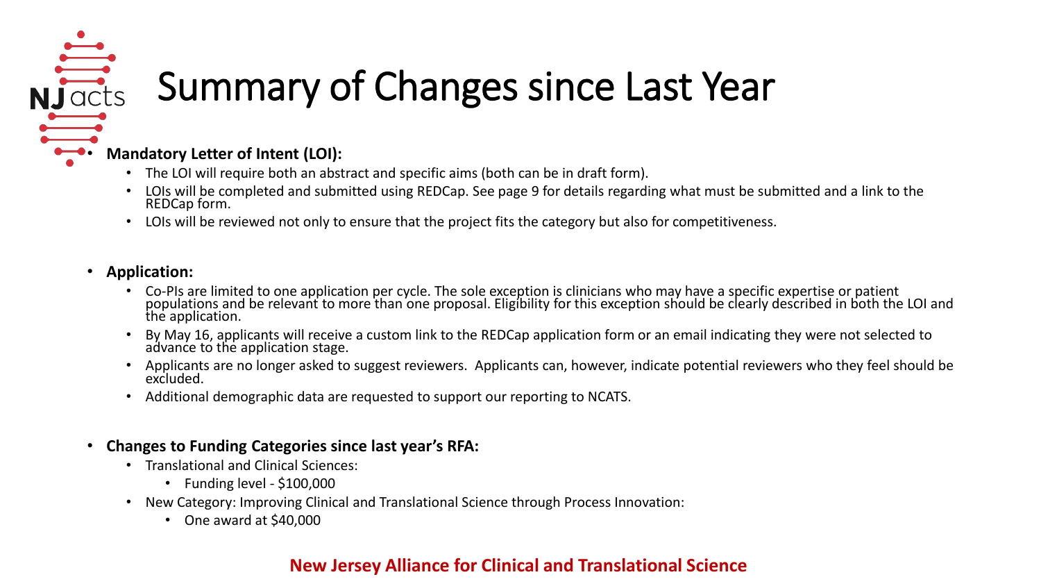# Summary of Changes since Last Year

- **Mandatory Letter of Intent (LOI):**
  - The LOI will require both an abstract and specific aims (both can be in draft form).
  - LOIs will be completed and submitted using REDCap. See page 9 for details regarding what must be submitted and a link to the REDCap form.
  - LOIs will be reviewed not only to ensure that the project fits the category but also for competitiveness.

- **Application:**
  - Co-PIs are limited to one application per cycle. The sole exception is clinicians who may have a specific expertise or patient populations and be relevant to more than one proposal. Eligibility for this exception should be clearly described in both the LOI and the application.
  - By May 16, applicants will receive a custom link to the REDCap application form or an email indicating they were not selected to advance to the application stage.
  - Applicants are no longer asked to suggest reviewers. Applicants can, however, indicate potential reviewers who they feel should be excluded.
  - Additional demographic data are requested to support our reporting to NCATS.

- **Changes to Funding Categories since last year's RFA:**
  - Translational and Clinical Sciences:
    - Funding level - $100,000
  - New Category: Improving Clinical and Translational Science through Process Innovation:
    - One award at $40,000

**New Jersey Alliance for Clinical and Translational Science**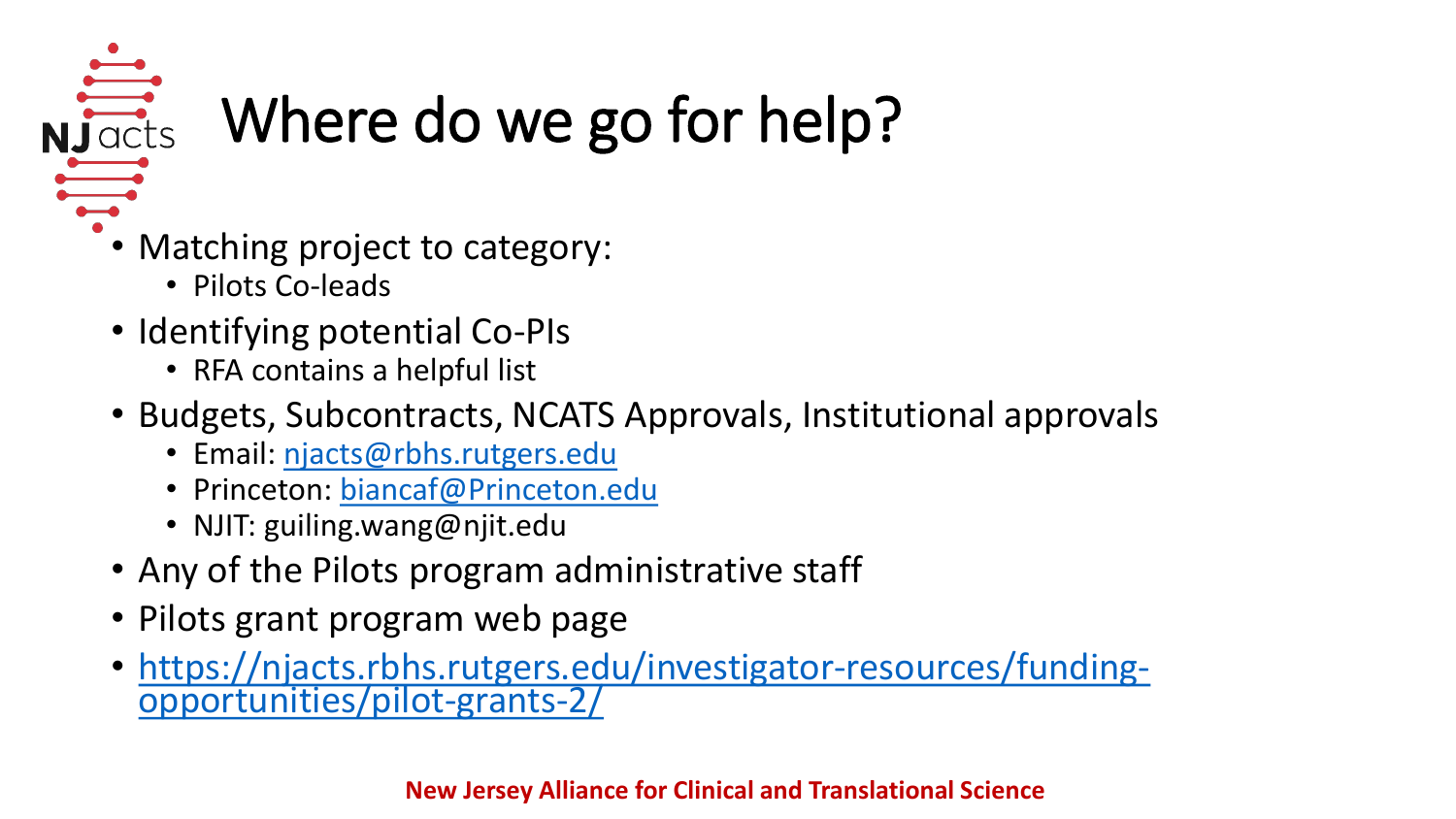# Where do we go for help?

- Matching project to category:
  - Pilots Co-leads
- Identifying potential Co-PIs
  - RFA contains a helpful list
- Budgets, Subcontracts, NCATS Approvals, Institutional approvals
  - Email: njacts@rbhs.rutgers.edu
  - Princeton: biancaf@Princeton.edu
  - NJIT: guiling.wang@njit.edu
- Any of the Pilots program administrative staff
- Pilots grant program web page
- https://njacts.rbhs.rutgers.edu/investigator-resources/funding-opportunities/pilot-grants-2/

**New Jersey Alliance for Clinical and Translational Science**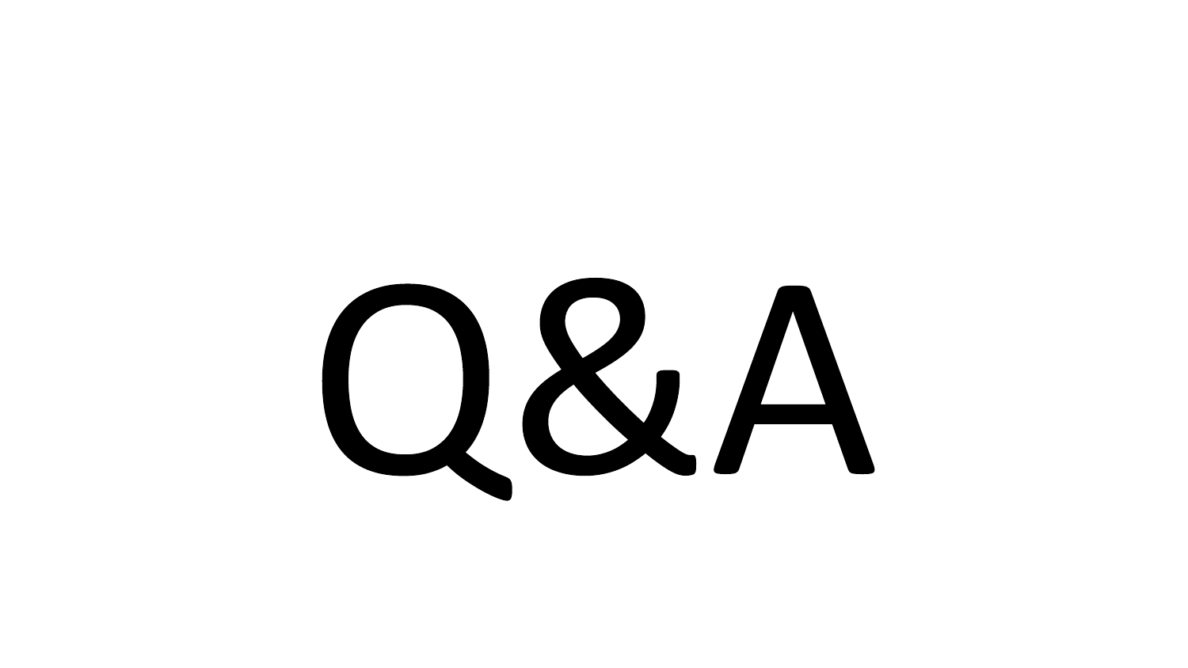# Q&A